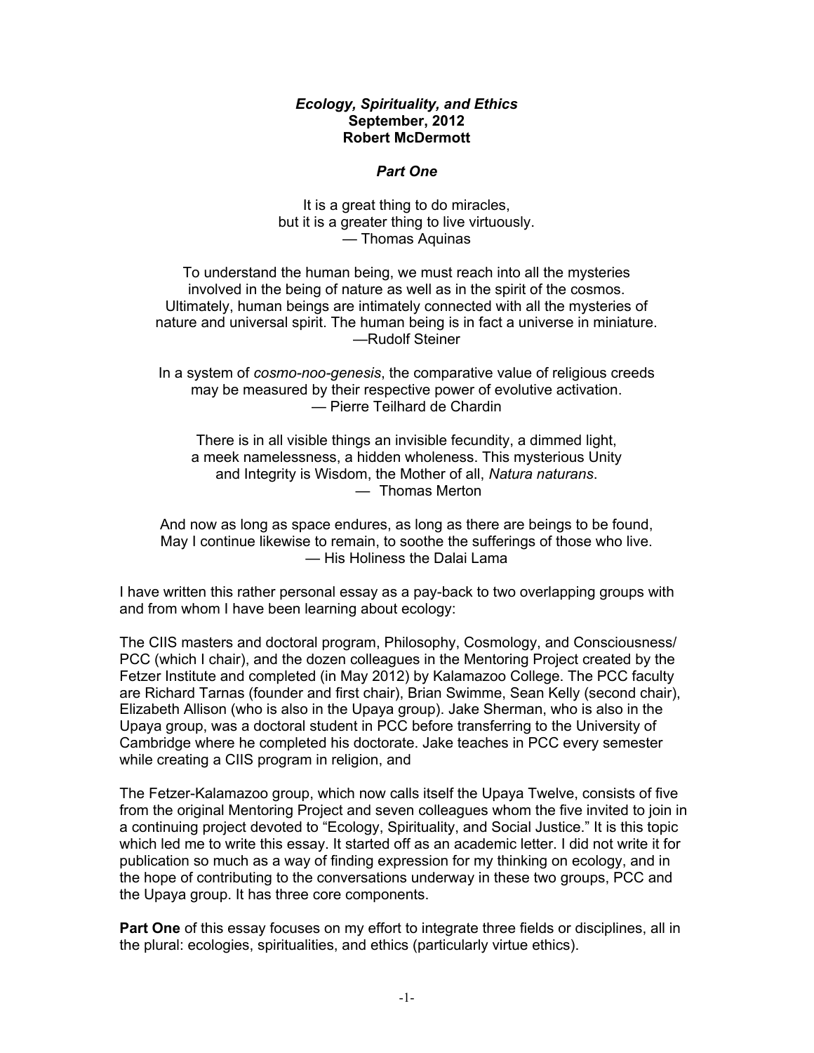***Ecology, Spirituality, and Ethics***
**September, 2012**
**Robert McDermott**

***Part One***

It is a great thing to do miracles,
but it is a greater thing to live virtuously.
— Thomas Aquinas

To understand the human being, we must reach into all the mysteries
involved in the being of nature as well as in the spirit of the cosmos.
Ultimately, human beings are intimately connected with all the mysteries of
nature and universal spirit. The human being is in fact a universe in miniature.
—Rudolf Steiner

In a system of *cosmo-noo-genesis*, the comparative value of religious creeds
may be measured by their respective power of evolutive activation.
— Pierre Teilhard de Chardin

There is in all visible things an invisible fecundity, a dimmed light,
a meek namelessness, a hidden wholeness. This mysterious Unity
and Integrity is Wisdom, the Mother of all, *Natura naturans*.
— Thomas Merton

And now as long as space endures, as long as there are beings to be found,
May I continue likewise to remain, to soothe the sufferings of those who live.
— His Holiness the Dalai Lama

I have written this rather personal essay as a pay-back to two overlapping groups with and from whom I have been learning about ecology:

The CIIS masters and doctoral program, Philosophy, Cosmology, and Consciousness/ PCC (which I chair), and the dozen colleagues in the Mentoring Project created by the Fetzer Institute and completed (in May 2012) by Kalamazoo College. The PCC faculty are Richard Tarnas (founder and first chair), Brian Swimme, Sean Kelly (second chair), Elizabeth Allison (who is also in the Upaya group). Jake Sherman, who is also in the Upaya group, was a doctoral student in PCC before transferring to the University of Cambridge where he completed his doctorate. Jake teaches in PCC every semester while creating a CIIS program in religion, and

The Fetzer-Kalamazoo group, which now calls itself the Upaya Twelve, consists of five from the original Mentoring Project and seven colleagues whom the five invited to join in a continuing project devoted to "Ecology, Spirituality, and Social Justice." It is this topic which led me to write this essay. It started off as an academic letter. I did not write it for publication so much as a way of finding expression for my thinking on ecology, and in the hope of contributing to the conversations underway in these two groups, PCC and the Upaya group. It has three core components.

**Part One** of this essay focuses on my effort to integrate three fields or disciplines, all in the plural: ecologies, spiritualities, and ethics (particularly virtue ethics).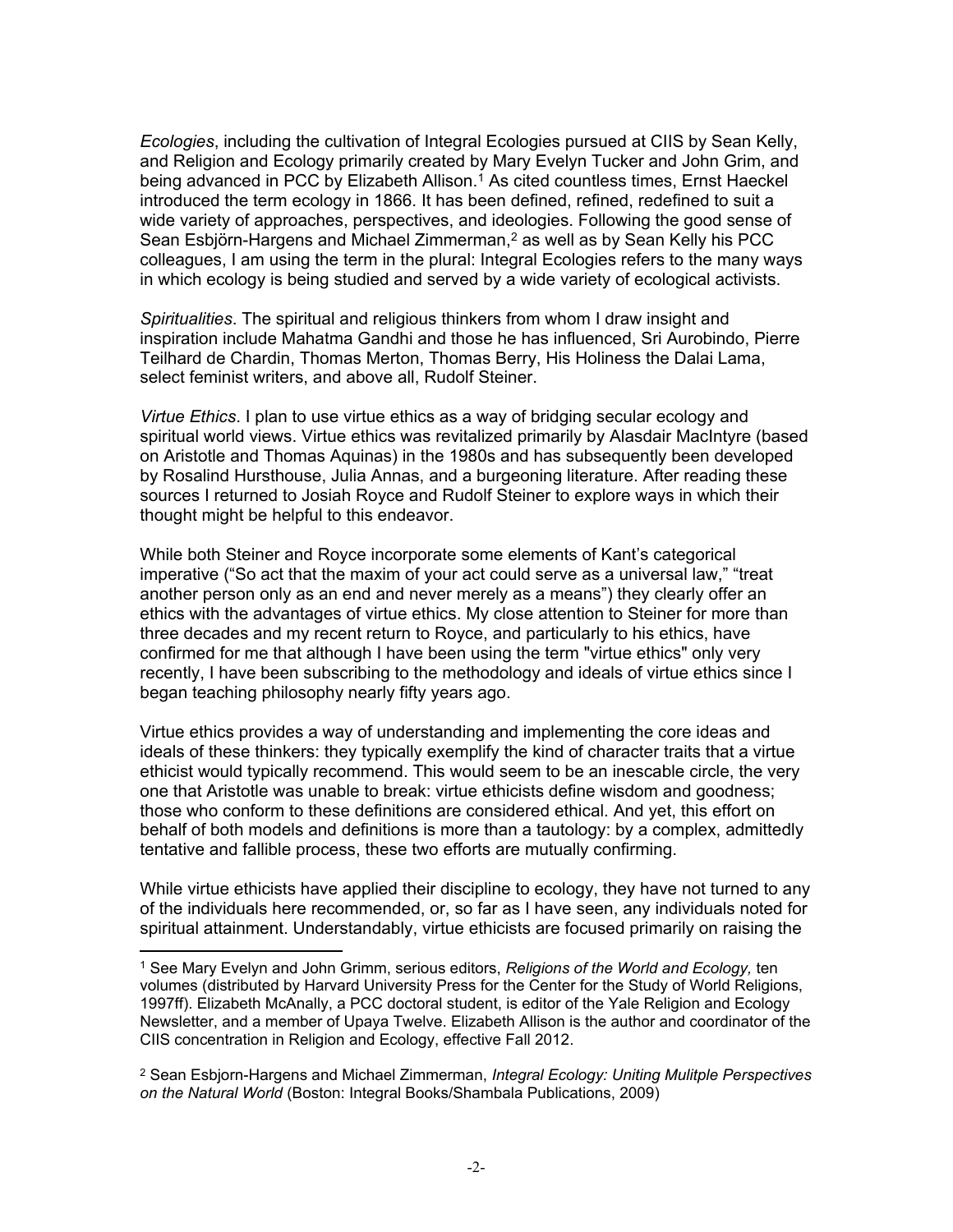*Ecologies*, including the cultivation of Integral Ecologies pursued at CIIS by Sean Kelly, and Religion and Ecology primarily created by Mary Evelyn Tucker and John Grim, and being advanced in PCC by Elizabeth Allison.[1] As cited countless times, Ernst Haeckel introduced the term ecology in 1866. It has been defined, refined, redefined to suit a wide variety of approaches, perspectives, and ideologies. Following the good sense of Sean Esbjörn-Hargens and Michael Zimmerman,[2] as well as by Sean Kelly his PCC colleagues, I am using the term in the plural: Integral Ecologies refers to the many ways in which ecology is being studied and served by a wide variety of ecological activists.

*Spiritualities*. The spiritual and religious thinkers from whom I draw insight and inspiration include Mahatma Gandhi and those he has influenced, Sri Aurobindo, Pierre Teilhard de Chardin, Thomas Merton, Thomas Berry, His Holiness the Dalai Lama, select feminist writers, and above all, Rudolf Steiner.

*Virtue Ethics*. I plan to use virtue ethics as a way of bridging secular ecology and spiritual world views. Virtue ethics was revitalized primarily by Alasdair MacIntyre (based on Aristotle and Thomas Aquinas) in the 1980s and has subsequently been developed by Rosalind Hursthouse, Julia Annas, and a burgeoning literature. After reading these sources I returned to Josiah Royce and Rudolf Steiner to explore ways in which their thought might be helpful to this endeavor.

While both Steiner and Royce incorporate some elements of Kant's categorical imperative ("So act that the maxim of your act could serve as a universal law," "treat another person only as an end and never merely as a means") they clearly offer an ethics with the advantages of virtue ethics. My close attention to Steiner for more than three decades and my recent return to Royce, and particularly to his ethics, have confirmed for me that although I have been using the term "virtue ethics" only very recently, I have been subscribing to the methodology and ideals of virtue ethics since I began teaching philosophy nearly fifty years ago.

Virtue ethics provides a way of understanding and implementing the core ideas and ideals of these thinkers: they typically exemplify the kind of character traits that a virtue ethicist would typically recommend. This would seem to be an inescapable circle, the very one that Aristotle was unable to break: virtue ethicists define wisdom and goodness; those who conform to these definitions are considered ethical. And yet, this effort on behalf of both models and definitions is more than a tautology: by a complex, admittedly tentative and fallible process, these two efforts are mutually confirming.

While virtue ethicists have applied their discipline to ecology, they have not turned to any of the individuals here recommended, or, so far as I have seen, any individuals noted for spiritual attainment. Understandably, virtue ethicists are focused primarily on raising the

---

[1] See Mary Evelyn and John Grimm, serious editors, *Religions of the World and Ecology,* ten volumes (distributed by Harvard University Press for the Center for the Study of World Religions, 1997ff). Elizabeth McAnally, a PCC doctoral student, is editor of the Yale Religion and Ecology Newsletter, and a member of Upaya Twelve. Elizabeth Allison is the author and coordinator of the CIIS concentration in Religion and Ecology, effective Fall 2012.

[2] Sean Esbjorn-Hargens and Michael Zimmerman, *Integral Ecology: Uniting Mulitple Perspectives on the Natural World* (Boston: Integral Books/Shambala Publications, 2009)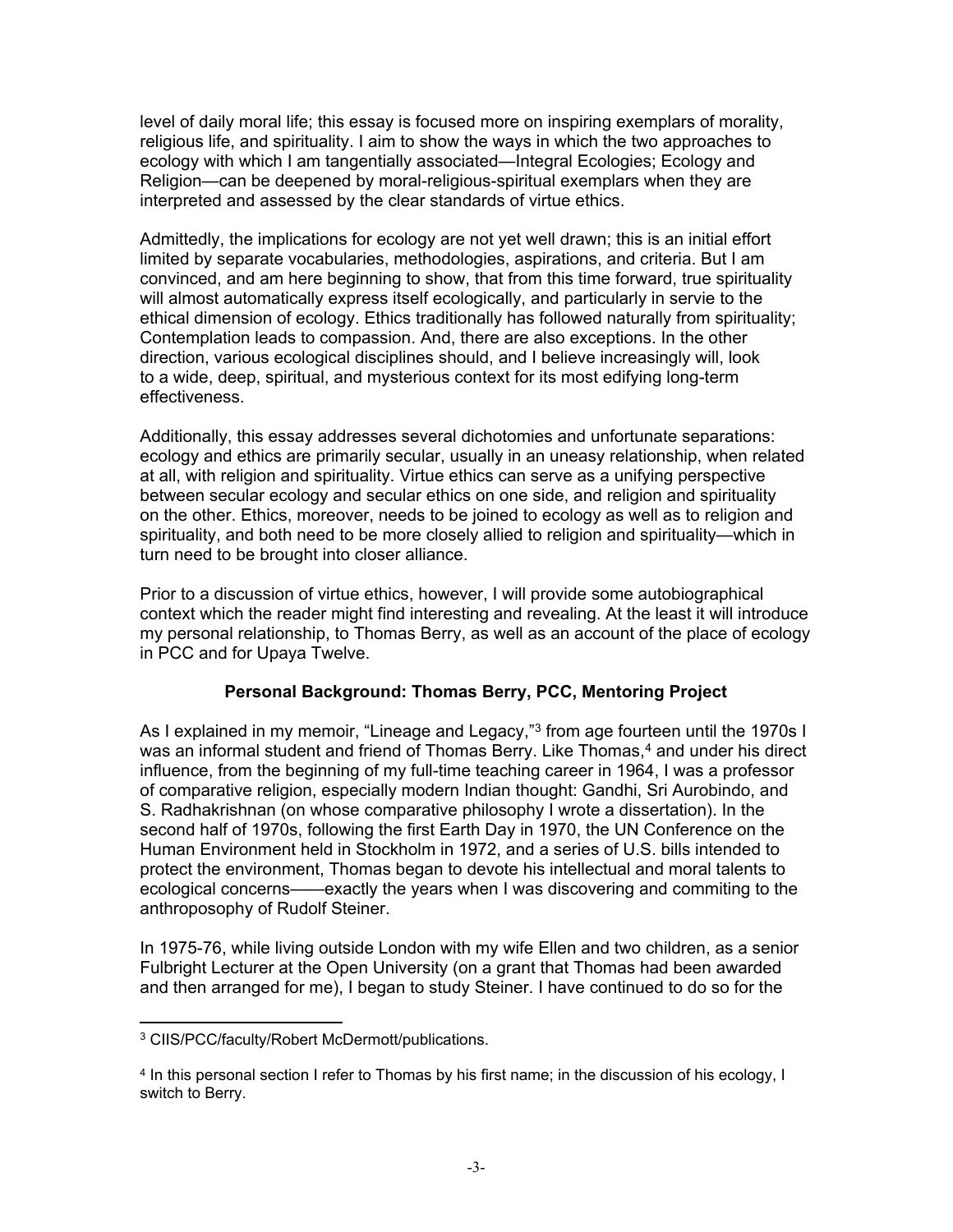level of daily moral life; this essay is focused more on inspiring exemplars of morality, religious life, and spirituality. I aim to show the ways in which the two approaches to ecology with which I am tangentially associated—Integral Ecologies; Ecology and Religion—can be deepened by moral-religious-spiritual exemplars when they are interpreted and assessed by the clear standards of virtue ethics.

Admittedly, the implications for ecology are not yet well drawn; this is an initial effort limited by separate vocabularies, methodologies, aspirations, and criteria. But I am convinced, and am here beginning to show, that from this time forward, true spirituality will almost automatically express itself ecologically, and particularly in servie to the ethical dimension of ecology. Ethics traditionally has followed naturally from spirituality; Contemplation leads to compassion. And, there are also exceptions. In the other direction, various ecological disciplines should, and I believe increasingly will, look to a wide, deep, spiritual, and mysterious context for its most edifying long-term effectiveness.

Additionally, this essay addresses several dichotomies and unfortunate separations: ecology and ethics are primarily secular, usually in an uneasy relationship, when related at all, with religion and spirituality. Virtue ethics can serve as a unifying perspective between secular ecology and secular ethics on one side, and religion and spirituality on the other. Ethics, moreover, needs to be joined to ecology as well as to religion and spirituality, and both need to be more closely allied to religion and spirituality—which in turn need to be brought into closer alliance.

Prior to a discussion of virtue ethics, however, I will provide some autobiographical context which the reader might find interesting and revealing. At the least it will introduce my personal relationship, to Thomas Berry, as well as an account of the place of ecology in PCC and for Upaya Twelve.

## Personal Background: Thomas Berry, PCC, Mentoring Project

As I explained in my memoir, "Lineage and Legacy,"[3] from age fourteen until the 1970s I was an informal student and friend of Thomas Berry. Like Thomas,[4] and under his direct influence, from the beginning of my full-time teaching career in 1964, I was a professor of comparative religion, especially modern Indian thought: Gandhi, Sri Aurobindo, and S. Radhakrishnan (on whose comparative philosophy I wrote a dissertation). In the second half of 1970s, following the first Earth Day in 1970, the UN Conference on the Human Environment held in Stockholm in 1972, and a series of U.S. bills intended to protect the environment, Thomas began to devote his intellectual and moral talents to ecological concerns——exactly the years when I was discovering and commiting to the anthroposophy of Rudolf Steiner.

In 1975-76, while living outside London with my wife Ellen and two children, as a senior Fulbright Lecturer at the Open University (on a grant that Thomas had been awarded and then arranged for me), I began to study Steiner. I have continued to do so for the

---

[3] CIIS/PCC/faculty/Robert McDermott/publications.

[4] In this personal section I refer to Thomas by his first name; in the discussion of his ecology, I switch to Berry.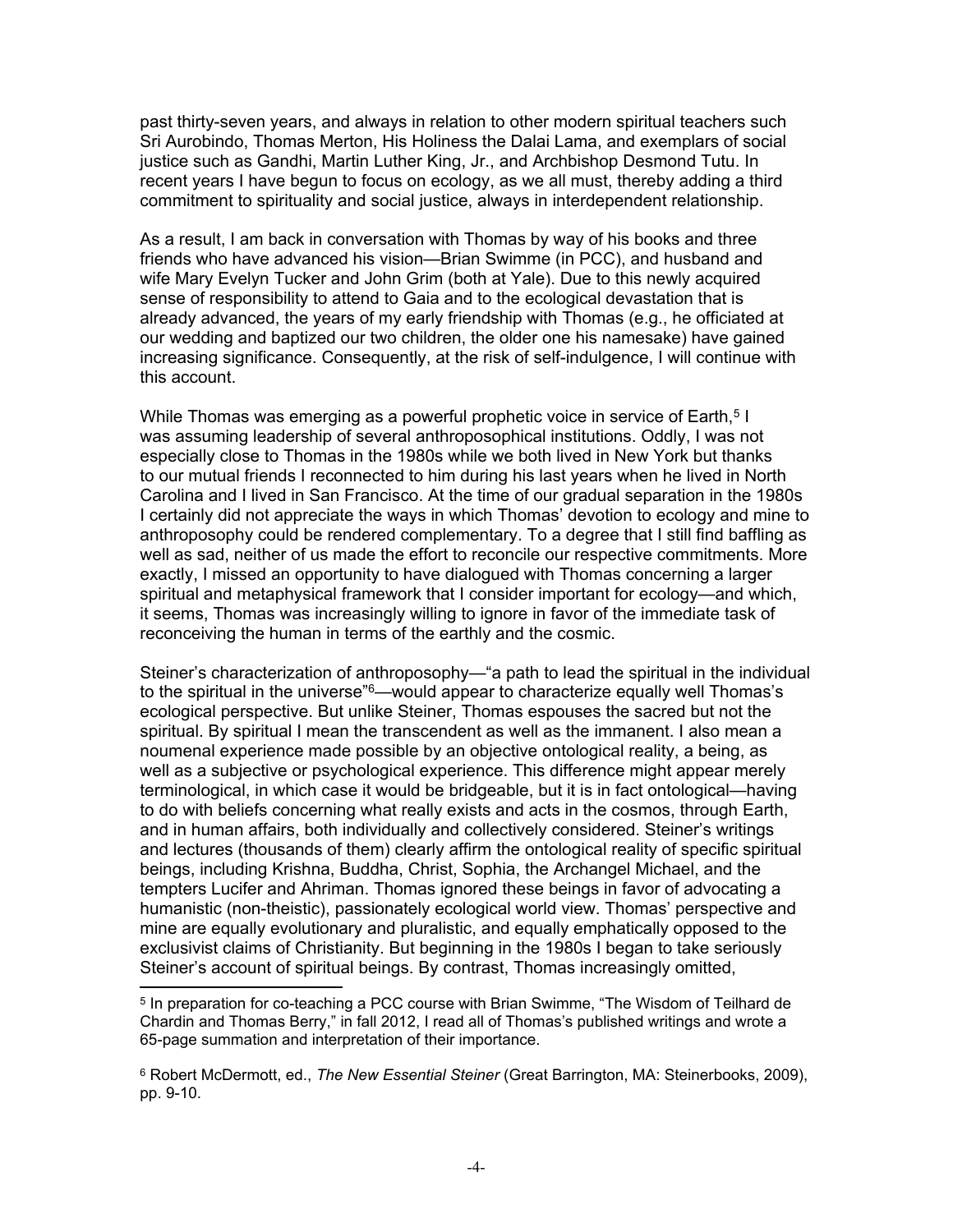past thirty-seven years, and always in relation to other modern spiritual teachers such Sri Aurobindo, Thomas Merton, His Holiness the Dalai Lama, and exemplars of social justice such as Gandhi, Martin Luther King, Jr., and Archbishop Desmond Tutu. In recent years I have begun to focus on ecology, as we all must, thereby adding a third commitment to spirituality and social justice, always in interdependent relationship.

As a result, I am back in conversation with Thomas by way of his books and three friends who have advanced his vision—Brian Swimme (in PCC), and husband and wife Mary Evelyn Tucker and John Grim (both at Yale). Due to this newly acquired sense of responsibility to attend to Gaia and to the ecological devastation that is already advanced, the years of my early friendship with Thomas (e.g., he officiated at our wedding and baptized our two children, the older one his namesake) have gained increasing significance. Consequently, at the risk of self-indulgence, I will continue with this account.

While Thomas was emerging as a powerful prophetic voice in service of Earth,[5] I was assuming leadership of several anthroposophical institutions. Oddly, I was not especially close to Thomas in the 1980s while we both lived in New York but thanks to our mutual friends I reconnected to him during his last years when he lived in North Carolina and I lived in San Francisco. At the time of our gradual separation in the 1980s I certainly did not appreciate the ways in which Thomas' devotion to ecology and mine to anthroposophy could be rendered complementary. To a degree that I still find baffling as well as sad, neither of us made the effort to reconcile our respective commitments. More exactly, I missed an opportunity to have dialogued with Thomas concerning a larger spiritual and metaphysical framework that I consider important for ecology—and which, it seems, Thomas was increasingly willing to ignore in favor of the immediate task of reconceiving the human in terms of the earthly and the cosmic.

Steiner's characterization of anthroposophy—"a path to lead the spiritual in the individual to the spiritual in the universe"[6]—would appear to characterize equally well Thomas's ecological perspective. But unlike Steiner, Thomas espouses the sacred but not the spiritual. By spiritual I mean the transcendent as well as the immanent. I also mean a noumenal experience made possible by an objective ontological reality, a being, as well as a subjective or psychological experience. This difference might appear merely terminological, in which case it would be bridgeable, but it is in fact ontological—having to do with beliefs concerning what really exists and acts in the cosmos, through Earth, and in human affairs, both individually and collectively considered. Steiner's writings and lectures (thousands of them) clearly affirm the ontological reality of specific spiritual beings, including Krishna, Buddha, Christ, Sophia, the Archangel Michael, and the tempters Lucifer and Ahriman. Thomas ignored these beings in favor of advocating a humanistic (non-theistic), passionately ecological world view. Thomas' perspective and mine are equally evolutionary and pluralistic, and equally emphatically opposed to the exclusivist claims of Christianity. But beginning in the 1980s I began to take seriously Steiner's account of spiritual beings. By contrast, Thomas increasingly omitted,

---

[5] In preparation for co-teaching a PCC course with Brian Swimme, "The Wisdom of Teilhard de Chardin and Thomas Berry," in fall 2012, I read all of Thomas's published writings and wrote a 65-page summation and interpretation of their importance.

[6] Robert McDermott, ed., *The New Essential Steiner* (Great Barrington, MA: Steinerbooks, 2009), pp. 9-10.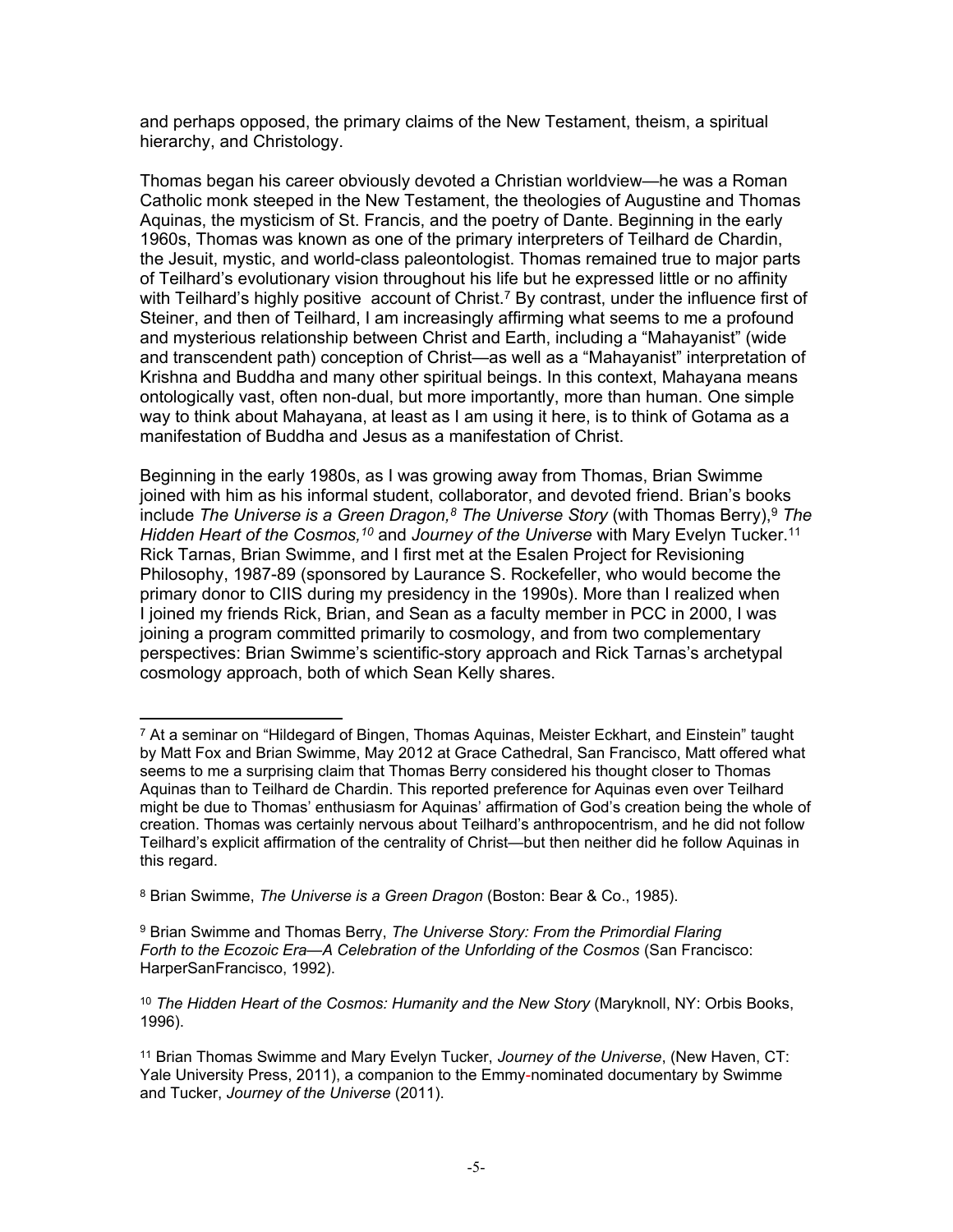and perhaps opposed, the primary claims of the New Testament, theism, a spiritual hierarchy, and Christology.

Thomas began his career obviously devoted a Christian worldview—he was a Roman Catholic monk steeped in the New Testament, the theologies of Augustine and Thomas Aquinas, the mysticism of St. Francis, and the poetry of Dante. Beginning in the early 1960s, Thomas was known as one of the primary interpreters of Teilhard de Chardin, the Jesuit, mystic, and world-class paleontologist. Thomas remained true to major parts of Teilhard's evolutionary vision throughout his life but he expressed little or no affinity with Teilhard's highly positive account of Christ.[7] By contrast, under the influence first of Steiner, and then of Teilhard, I am increasingly affirming what seems to me a profound and mysterious relationship between Christ and Earth, including a "Mahayanist" (wide and transcendent path) conception of Christ—as well as a "Mahayanist" interpretation of Krishna and Buddha and many other spiritual beings. In this context, Mahayana means ontologically vast, often non-dual, but more importantly, more than human. One simple way to think about Mahayana, at least as I am using it here, is to think of Gotama as a manifestation of Buddha and Jesus as a manifestation of Christ.

Beginning in the early 1980s, as I was growing away from Thomas, Brian Swimme joined with him as his informal student, collaborator, and devoted friend. Brian's books include *The Universe is a Green Dragon,*[8] *The Universe Story* (with Thomas Berry),[9] *The Hidden Heart of the Cosmos,*[10] and *Journey of the Universe* with Mary Evelyn Tucker.[11] Rick Tarnas, Brian Swimme, and I first met at the Esalen Project for Revisioning Philosophy, 1987-89 (sponsored by Laurance S. Rockefeller, who would become the primary donor to CIIS during my presidency in the 1990s). More than I realized when I joined my friends Rick, Brian, and Sean as a faculty member in PCC in 2000, I was joining a program committed primarily to cosmology, and from two complementary perspectives: Brian Swimme's scientific-story approach and Rick Tarnas's archetypal cosmology approach, both of which Sean Kelly shares.

---

[7] At a seminar on "Hildegard of Bingen, Thomas Aquinas, Meister Eckhart, and Einstein" taught by Matt Fox and Brian Swimme, May 2012 at Grace Cathedral, San Francisco, Matt offered what seems to me a surprising claim that Thomas Berry considered his thought closer to Thomas Aquinas than to Teilhard de Chardin. This reported preference for Aquinas even over Teilhard might be due to Thomas' enthusiasm for Aquinas' affirmation of God's creation being the whole of creation. Thomas was certainly nervous about Teilhard's anthropocentrism, and he did not follow Teilhard's explicit affirmation of the centrality of Christ—but then neither did he follow Aquinas in this regard.

[8] Brian Swimme, *The Universe is a Green Dragon* (Boston: Bear & Co., 1985).

[9] Brian Swimme and Thomas Berry, *The Universe Story: From the Primordial Flaring Forth to the Ecozoic Era—A Celebration of the Unforlding of the Cosmos* (San Francisco: HarperSanFrancisco, 1992).

[10] *The Hidden Heart of the Cosmos: Humanity and the New Story* (Maryknoll, NY: Orbis Books, 1996).

[11] Brian Thomas Swimme and Mary Evelyn Tucker, *Journey of the Universe*, (New Haven, CT: Yale University Press, 2011), a companion to the Emmy-nominated documentary by Swimme and Tucker, *Journey of the Universe* (2011).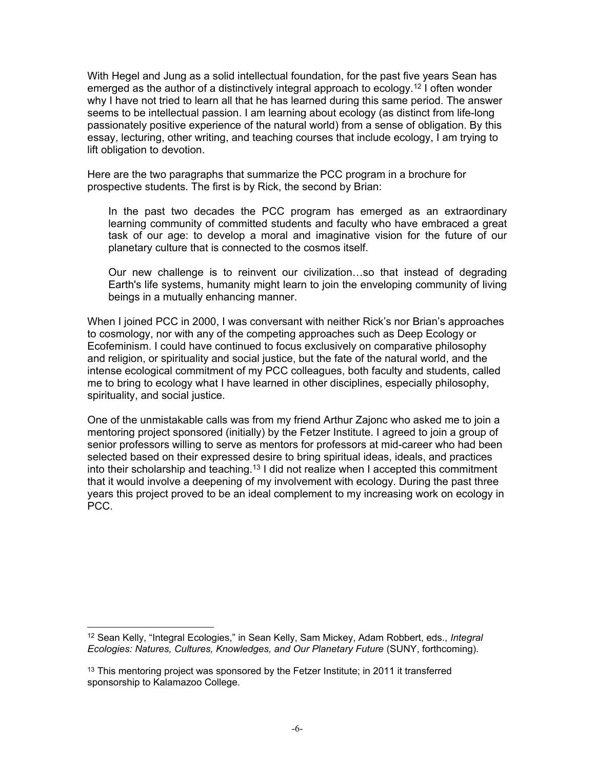With Hegel and Jung as a solid intellectual foundation, for the past five years Sean has emerged as the author of a distinctively integral approach to ecology.[12] I often wonder why I have not tried to learn all that he has learned during this same period. The answer seems to be intellectual passion. I am learning about ecology (as distinct from life-long passionately positive experience of the natural world) from a sense of obligation. By this essay, lecturing, other writing, and teaching courses that include ecology, I am trying to lift obligation to devotion.

Here are the two paragraphs that summarize the PCC program in a brochure for prospective students. The first is by Rick, the second by Brian:

> In the past two decades the PCC program has emerged as an extraordinary learning community of committed students and faculty who have embraced a great task of our age: to develop a moral and imaginative vision for the future of our planetary culture that is connected to the cosmos itself.
>
> Our new challenge is to reinvent our civilization…so that instead of degrading Earth's life systems, humanity might learn to join the enveloping community of living beings in a mutually enhancing manner.

When I joined PCC in 2000, I was conversant with neither Rick's nor Brian's approaches to cosmology, nor with any of the competing approaches such as Deep Ecology or Ecofeminism. I could have continued to focus exclusively on comparative philosophy and religion, or spirituality and social justice, but the fate of the natural world, and the intense ecological commitment of my PCC colleagues, both faculty and students, called me to bring to ecology what I have learned in other disciplines, especially philosophy, spirituality, and social justice.

One of the unmistakable calls was from my friend Arthur Zajonc who asked me to join a mentoring project sponsored (initially) by the Fetzer Institute. I agreed to join a group of senior professors willing to serve as mentors for professors at mid-career who had been selected based on their expressed desire to bring spiritual ideas, ideals, and practices into their scholarship and teaching.[13] I did not realize when I accepted this commitment that it would involve a deepening of my involvement with ecology. During the past three years this project proved to be an ideal complement to my increasing work on ecology in PCC.

---

[12] Sean Kelly, "Integral Ecologies," in Sean Kelly, Sam Mickey, Adam Robbert, eds., *Integral Ecologies: Natures, Cultures, Knowledges, and Our Planetary Future* (SUNY, forthcoming).

[13] This mentoring project was sponsored by the Fetzer Institute; in 2011 it transferred sponsorship to Kalamazoo College.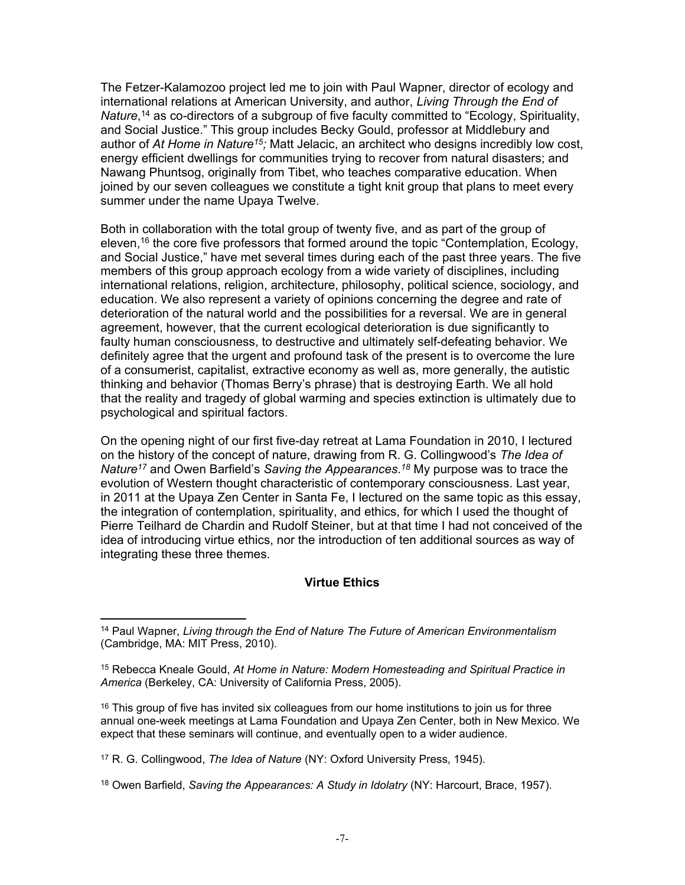The Fetzer-Kalamozoo project led me to join with Paul Wapner, director of ecology and international relations at American University, and author, *Living Through the End of Nature*,[14] as co-directors of a subgroup of five faculty committed to "Ecology, Spirituality, and Social Justice." This group includes Becky Gould, professor at Middlebury and author of *At Home in Nature[15];* Matt Jelacic, an architect who designs incredibly low cost, energy efficient dwellings for communities trying to recover from natural disasters; and Nawang Phuntsog, originally from Tibet, who teaches comparative education. When joined by our seven colleagues we constitute a tight knit group that plans to meet every summer under the name Upaya Twelve.

Both in collaboration with the total group of twenty five, and as part of the group of eleven,[16] the core five professors that formed around the topic "Contemplation, Ecology, and Social Justice," have met several times during each of the past three years. The five members of this group approach ecology from a wide variety of disciplines, including international relations, religion, architecture, philosophy, political science, sociology, and education. We also represent a variety of opinions concerning the degree and rate of deterioration of the natural world and the possibilities for a reversal. We are in general agreement, however, that the current ecological deterioration is due significantly to faulty human consciousness, to destructive and ultimately self-defeating behavior. We definitely agree that the urgent and profound task of the present is to overcome the lure of a consumerist, capitalist, extractive economy as well as, more generally, the autistic thinking and behavior (Thomas Berry's phrase) that is destroying Earth. We all hold that the reality and tragedy of global warming and species extinction is ultimately due to psychological and spiritual factors.

On the opening night of our first five-day retreat at Lama Foundation in 2010, I lectured on the history of the concept of nature, drawing from R. G. Collingwood's *The Idea of Nature[17]* and Owen Barfield's *Saving the Appearances*.[18] My purpose was to trace the evolution of Western thought characteristic of contemporary consciousness. Last year, in 2011 at the Upaya Zen Center in Santa Fe, I lectured on the same topic as this essay, the integration of contemplation, spirituality, and ethics, for which I used the thought of Pierre Teilhard de Chardin and Rudolf Steiner, but at that time I had not conceived of the idea of introducing virtue ethics, nor the introduction of ten additional sources as way of integrating these three themes.

## Virtue Ethics

---

[14] Paul Wapner, *Living through the End of Nature The Future of American Environmentalism* (Cambridge, MA: MIT Press, 2010).

[15] Rebecca Kneale Gould, *At Home in Nature: Modern Homesteading and Spiritual Practice in America* (Berkeley, CA: University of California Press, 2005).

[16] This group of five has invited six colleagues from our home institutions to join us for three annual one-week meetings at Lama Foundation and Upaya Zen Center, both in New Mexico. We expect that these seminars will continue, and eventually open to a wider audience.

[17] R. G. Collingwood, *The Idea of Nature* (NY: Oxford University Press, 1945).

[18] Owen Barfield, *Saving the Appearances: A Study in Idolatry* (NY: Harcourt, Brace, 1957).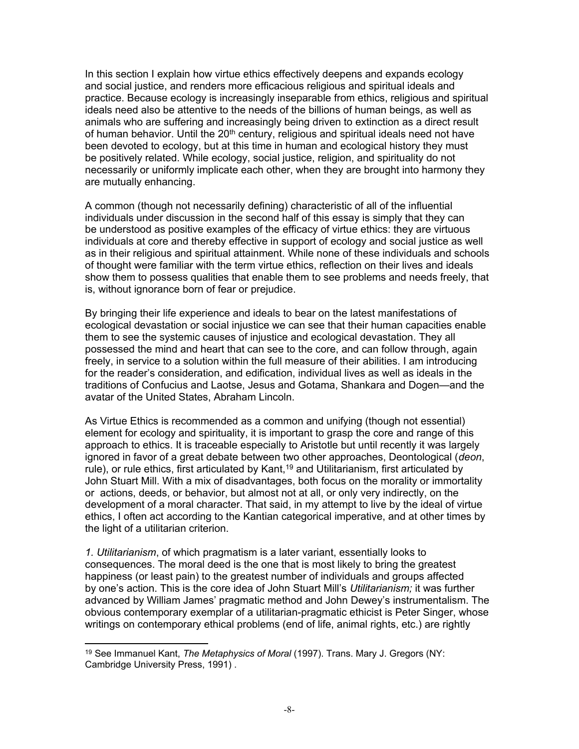In this section I explain how virtue ethics effectively deepens and expands ecology and social justice, and renders more efficacious religious and spiritual ideals and practice. Because ecology is increasingly inseparable from ethics, religious and spiritual ideals need also be attentive to the needs of the billions of human beings, as well as animals who are suffering and increasingly being driven to extinction as a direct result of human behavior. Until the 20th century, religious and spiritual ideals need not have been devoted to ecology, but at this time in human and ecological history they must be positively related. While ecology, social justice, religion, and spirituality do not necessarily or uniformly implicate each other, when they are brought into harmony they are mutually enhancing.

A common (though not necessarily defining) characteristic of all of the influential individuals under discussion in the second half of this essay is simply that they can be understood as positive examples of the efficacy of virtue ethics: they are virtuous individuals at core and thereby effective in support of ecology and social justice as well as in their religious and spiritual attainment. While none of these individuals and schools of thought were familiar with the term virtue ethics, reflection on their lives and ideals show them to possess qualities that enable them to see problems and needs freely, that is, without ignorance born of fear or prejudice.

By bringing their life experience and ideals to bear on the latest manifestations of ecological devastation or social injustice we can see that their human capacities enable them to see the systemic causes of injustice and ecological devastation. They all possessed the mind and heart that can see to the core, and can follow through, again freely, in service to a solution within the full measure of their abilities. I am introducing for the reader's consideration, and edification, individual lives as well as ideals in the traditions of Confucius and Laotse, Jesus and Gotama, Shankara and Dogen—and the avatar of the United States, Abraham Lincoln.

As Virtue Ethics is recommended as a common and unifying (though not essential) element for ecology and spirituality, it is important to grasp the core and range of this approach to ethics. It is traceable especially to Aristotle but until recently it was largely ignored in favor of a great debate between two other approaches, Deontological (*deon*, rule), or rule ethics, first articulated by Kant,[19] and Utilitarianism, first articulated by John Stuart Mill. With a mix of disadvantages, both focus on the morality or immortality or actions, deeds, or behavior, but almost not at all, or only very indirectly, on the development of a moral character. That said, in my attempt to live by the ideal of virtue ethics, I often act according to the Kantian categorical imperative, and at other times by the light of a utilitarian criterion.

*1. Utilitarianism*, of which pragmatism is a later variant, essentially looks to consequences. The moral deed is the one that is most likely to bring the greatest happiness (or least pain) to the greatest number of individuals and groups affected by one's action. This is the core idea of John Stuart Mill's *Utilitarianism;* it was further advanced by William James' pragmatic method and John Dewey's instrumentalism. The obvious contemporary exemplar of a utilitarian-pragmatic ethicist is Peter Singer, whose writings on contemporary ethical problems (end of life, animal rights, etc.) are rightly

[19] See Immanuel Kant, *The Metaphysics of Moral* (1997). Trans. Mary J. Gregors (NY: Cambridge University Press, 1991) .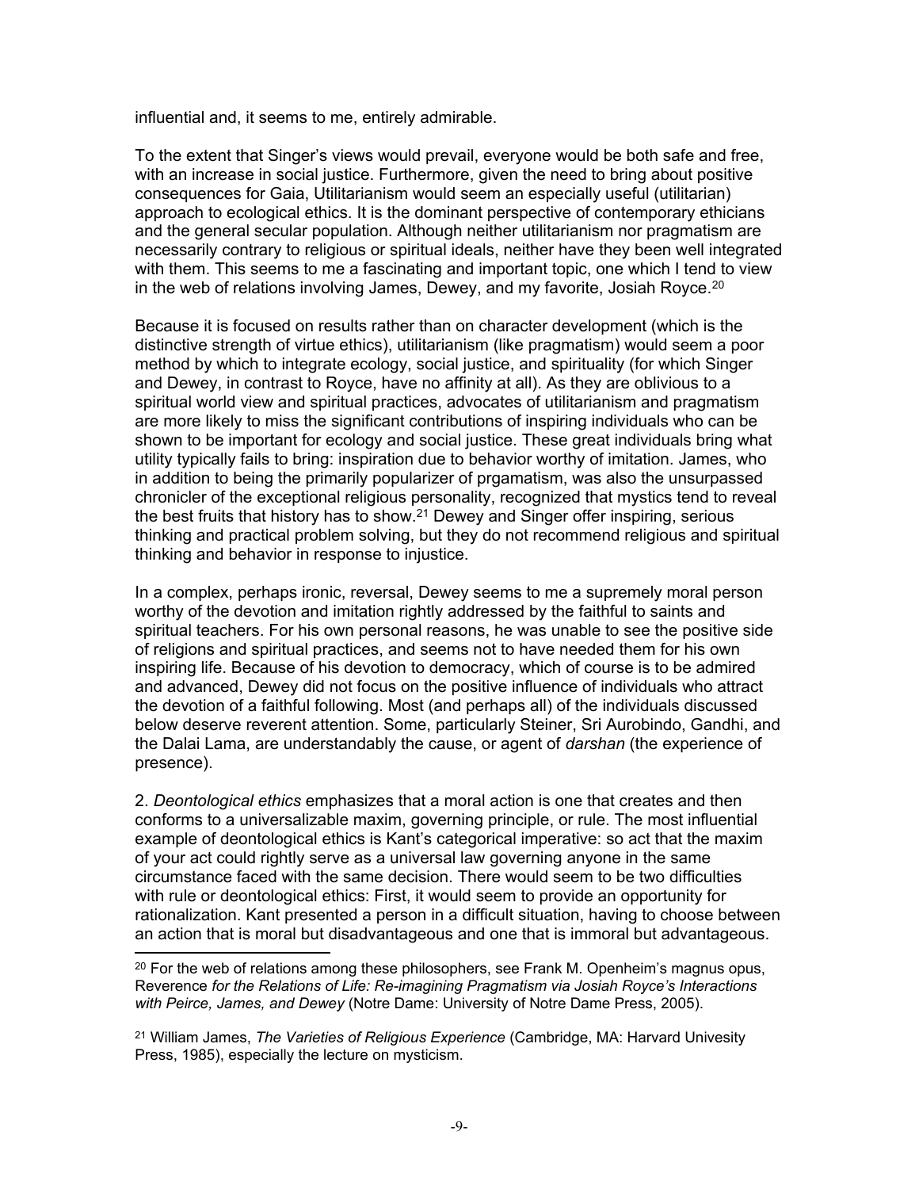influential and, it seems to me, entirely admirable.

To the extent that Singer's views would prevail, everyone would be both safe and free, with an increase in social justice. Furthermore, given the need to bring about positive consequences for Gaia, Utilitarianism would seem an especially useful (utilitarian) approach to ecological ethics. It is the dominant perspective of contemporary ethicians and the general secular population. Although neither utilitarianism nor pragmatism are necessarily contrary to religious or spiritual ideals, neither have they been well integrated with them. This seems to me a fascinating and important topic, one which I tend to view in the web of relations involving James, Dewey, and my favorite, Josiah Royce.[20]

Because it is focused on results rather than on character development (which is the distinctive strength of virtue ethics), utilitarianism (like pragmatism) would seem a poor method by which to integrate ecology, social justice, and spirituality (for which Singer and Dewey, in contrast to Royce, have no affinity at all). As they are oblivious to a spiritual world view and spiritual practices, advocates of utilitarianism and pragmatism are more likely to miss the significant contributions of inspiring individuals who can be shown to be important for ecology and social justice. These great individuals bring what utility typically fails to bring: inspiration due to behavior worthy of imitation. James, who in addition to being the primarily popularizer of prgamatism, was also the unsurpassed chronicler of the exceptional religious personality, recognized that mystics tend to reveal the best fruits that history has to show.[21] Dewey and Singer offer inspiring, serious thinking and practical problem solving, but they do not recommend religious and spiritual thinking and behavior in response to injustice.

In a complex, perhaps ironic, reversal, Dewey seems to me a supremely moral person worthy of the devotion and imitation rightly addressed by the faithful to saints and spiritual teachers. For his own personal reasons, he was unable to see the positive side of religions and spiritual practices, and seems not to have needed them for his own inspiring life. Because of his devotion to democracy, which of course is to be admired and advanced, Dewey did not focus on the positive influence of individuals who attract the devotion of a faithful following. Most (and perhaps all) of the individuals discussed below deserve reverent attention. Some, particularly Steiner, Sri Aurobindo, Gandhi, and the Dalai Lama, are understandably the cause, or agent of *darshan* (the experience of presence).

2. *Deontological ethics* emphasizes that a moral action is one that creates and then conforms to a universalizable maxim, governing principle, or rule. The most influential example of deontological ethics is Kant's categorical imperative: so act that the maxim of your act could rightly serve as a universal law governing anyone in the same circumstance faced with the same decision. There would seem to be two difficulties with rule or deontological ethics: First, it would seem to provide an opportunity for rationalization. Kant presented a person in a difficult situation, having to choose between an action that is moral but disadvantageous and one that is immoral but advantageous.

---

[20] For the web of relations among these philosophers, see Frank M. Openheim's magnus opus, Reverence *for the Relations of Life: Re-imagining Pragmatism via Josiah Royce's Interactions with Peirce, James, and Dewey* (Notre Dame: University of Notre Dame Press, 2005).

[21] William James, *The Varieties of Religious Experience* (Cambridge, MA: Harvard Univesity Press, 1985), especially the lecture on mysticism.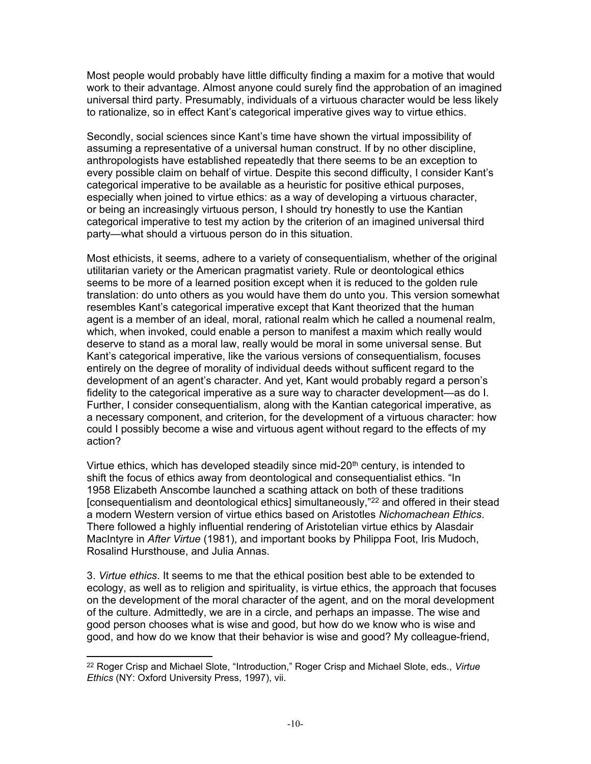Most people would probably have little difficulty finding a maxim for a motive that would work to their advantage. Almost anyone could surely find the approbation of an imagined universal third party. Presumably, individuals of a virtuous character would be less likely to rationalize, so in effect Kant's categorical imperative gives way to virtue ethics.

Secondly, social sciences since Kant's time have shown the virtual impossibility of assuming a representative of a universal human construct. If by no other discipline, anthropologists have established repeatedly that there seems to be an exception to every possible claim on behalf of virtue. Despite this second difficulty, I consider Kant's categorical imperative to be available as a heuristic for positive ethical purposes, especially when joined to virtue ethics: as a way of developing a virtuous character, or being an increasingly virtuous person, I should try honestly to use the Kantian categorical imperative to test my action by the criterion of an imagined universal third party—what should a virtuous person do in this situation.

Most ethicists, it seems, adhere to a variety of consequentialism, whether of the original utilitarian variety or the American pragmatist variety. Rule or deontological ethics seems to be more of a learned position except when it is reduced to the golden rule translation: do unto others as you would have them do unto you. This version somewhat resembles Kant's categorical imperative except that Kant theorized that the human agent is a member of an ideal, moral, rational realm which he called a noumenal realm, which, when invoked, could enable a person to manifest a maxim which really would deserve to stand as a moral law, really would be moral in some universal sense. But Kant's categorical imperative, like the various versions of consequentialism, focuses entirely on the degree of morality of individual deeds without sufficent regard to the development of an agent's character. And yet, Kant would probably regard a person's fidelity to the categorical imperative as a sure way to character development—as do I. Further, I consider consequentialism, along with the Kantian categorical imperative, as a necessary component, and criterion, for the development of a virtuous character: how could I possibly become a wise and virtuous agent without regard to the effects of my action?

Virtue ethics, which has developed steadily since mid-20th century, is intended to shift the focus of ethics away from deontological and consequentialist ethics. "In 1958 Elizabeth Anscombe launched a scathing attack on both of these traditions [consequentialism and deontological ethics] simultaneously,"[22] and offered in their stead a modern Western version of virtue ethics based on Aristotles *Nichomachean Ethics*. There followed a highly influential rendering of Aristotelian virtue ethics by Alasdair MacIntyre in *After Virtue* (1981), and important books by Philippa Foot, Iris Mudoch, Rosalind Hursthouse, and Julia Annas.

3. *Virtue ethics*. It seems to me that the ethical position best able to be extended to ecology, as well as to religion and spirituality, is virtue ethics, the approach that focuses on the development of the moral character of the agent, and on the moral development of the culture. Admittedly, we are in a circle, and perhaps an impasse. The wise and good person chooses what is wise and good, but how do we know who is wise and good, and how do we know that their behavior is wise and good? My colleague-friend,

[22] Roger Crisp and Michael Slote, "Introduction," Roger Crisp and Michael Slote, eds., *Virtue Ethics* (NY: Oxford University Press, 1997), vii.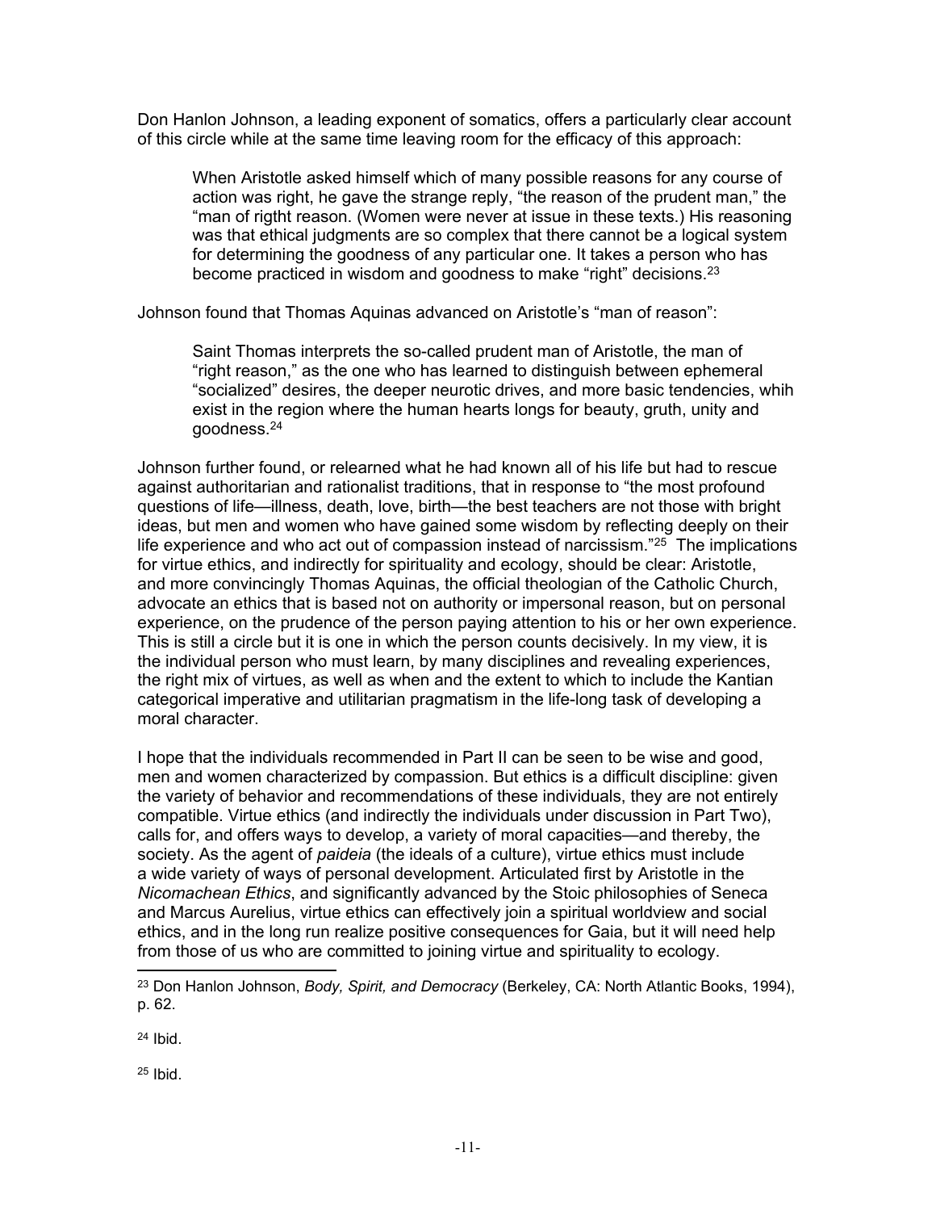Don Hanlon Johnson, a leading exponent of somatics, offers a particularly clear account of this circle while at the same time leaving room for the efficacy of this approach:

> When Aristotle asked himself which of many possible reasons for any course of action was right, he gave the strange reply, "the reason of the prudent man," the "man of rigtht reason. (Women were never at issue in these texts.) His reasoning was that ethical judgments are so complex that there cannot be a logical system for determining the goodness of any particular one. It takes a person who has become practiced in wisdom and goodness to make "right" decisions.[23]

Johnson found that Thomas Aquinas advanced on Aristotle's "man of reason":

> Saint Thomas interprets the so-called prudent man of Aristotle, the man of "right reason," as the one who has learned to distinguish between ephemeral "socialized" desires, the deeper neurotic drives, and more basic tendencies, whih exist in the region where the human hearts longs for beauty, gruth, unity and goodness.[24]

Johnson further found, or relearned what he had known all of his life but had to rescue against authoritarian and rationalist traditions, that in response to "the most profound questions of life—illness, death, love, birth—the best teachers are not those with bright ideas, but men and women who have gained some wisdom by reflecting deeply on their life experience and who act out of compassion instead of narcissism."[25] The implications for virtue ethics, and indirectly for spirituality and ecology, should be clear: Aristotle, and more convincingly Thomas Aquinas, the official theologian of the Catholic Church, advocate an ethics that is based not on authority or impersonal reason, but on personal experience, on the prudence of the person paying attention to his or her own experience. This is still a circle but it is one in which the person counts decisively. In my view, it is the individual person who must learn, by many disciplines and revealing experiences, the right mix of virtues, as well as when and the extent to which to include the Kantian categorical imperative and utilitarian pragmatism in the life-long task of developing a moral character.

I hope that the individuals recommended in Part II can be seen to be wise and good, men and women characterized by compassion. But ethics is a difficult discipline: given the variety of behavior and recommendations of these individuals, they are not entirely compatible. Virtue ethics (and indirectly the individuals under discussion in Part Two), calls for, and offers ways to develop, a variety of moral capacities—and thereby, the society. As the agent of *paideia* (the ideals of a culture), virtue ethics must include a wide variety of ways of personal development. Articulated first by Aristotle in the *Nicomachean Ethics*, and significantly advanced by the Stoic philosophies of Seneca and Marcus Aurelius, virtue ethics can effectively join a spiritual worldview and social ethics, and in the long run realize positive consequences for Gaia, but it will need help from those of us who are committed to joining virtue and spirituality to ecology.

---

[23] Don Hanlon Johnson, *Body, Spirit, and Democracy* (Berkeley, CA: North Atlantic Books, 1994), p. 62.

[24] Ibid.

[25] Ibid.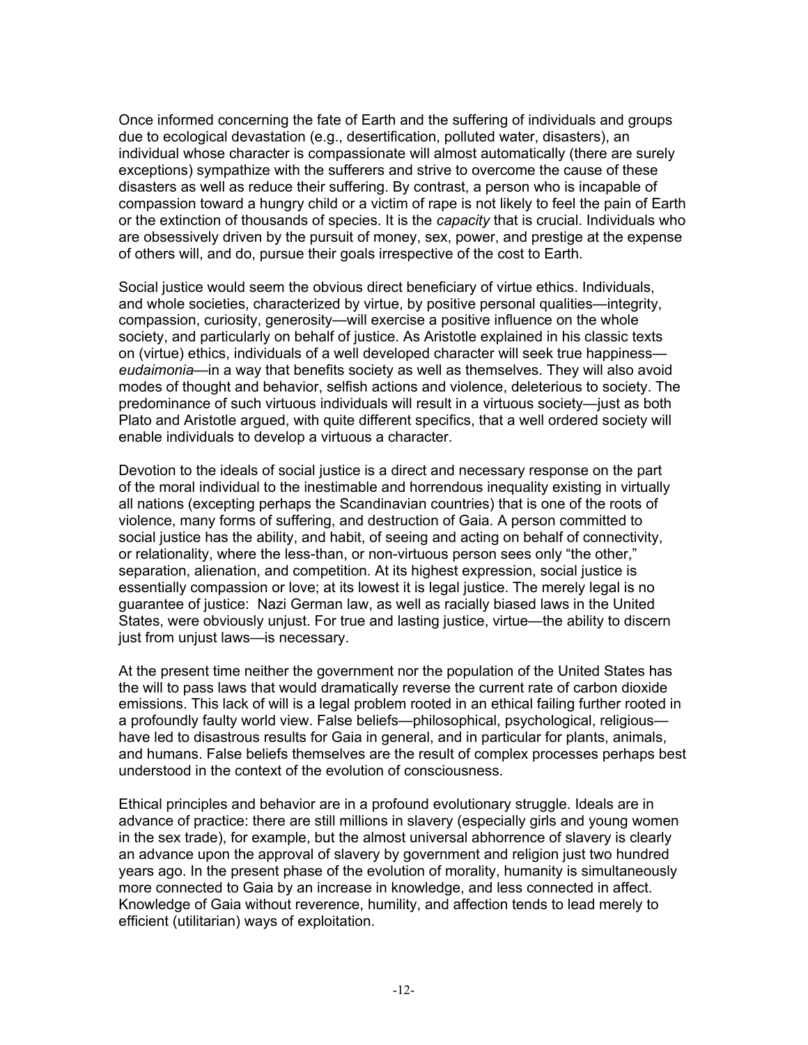Once informed concerning the fate of Earth and the suffering of individuals and groups due to ecological devastation (e.g., desertification, polluted water, disasters), an individual whose character is compassionate will almost automatically (there are surely exceptions) sympathize with the sufferers and strive to overcome the cause of these disasters as well as reduce their suffering. By contrast, a person who is incapable of compassion toward a hungry child or a victim of rape is not likely to feel the pain of Earth or the extinction of thousands of species. It is the *capacity* that is crucial. Individuals who are obsessively driven by the pursuit of money, sex, power, and prestige at the expense of others will, and do, pursue their goals irrespective of the cost to Earth.

Social justice would seem the obvious direct beneficiary of virtue ethics. Individuals, and whole societies, characterized by virtue, by positive personal qualities—integrity, compassion, curiosity, generosity—will exercise a positive influence on the whole society, and particularly on behalf of justice. As Aristotle explained in his classic texts on (virtue) ethics, individuals of a well developed character will seek true happiness—*eudaimonia*—in a way that benefits society as well as themselves. They will also avoid modes of thought and behavior, selfish actions and violence, deleterious to society. The predominance of such virtuous individuals will result in a virtuous society—just as both Plato and Aristotle argued, with quite different specifics, that a well ordered society will enable individuals to develop a virtuous a character.

Devotion to the ideals of social justice is a direct and necessary response on the part of the moral individual to the inestimable and horrendous inequality existing in virtually all nations (excepting perhaps the Scandinavian countries) that is one of the roots of violence, many forms of suffering, and destruction of Gaia. A person committed to social justice has the ability, and habit, of seeing and acting on behalf of connectivity, or relationality, where the less-than, or non-virtuous person sees only "the other," separation, alienation, and competition. At its highest expression, social justice is essentially compassion or love; at its lowest it is legal justice. The merely legal is no guarantee of justice: Nazi German law, as well as racially biased laws in the United States, were obviously unjust. For true and lasting justice, virtue—the ability to discern just from unjust laws—is necessary.

At the present time neither the government nor the population of the United States has the will to pass laws that would dramatically reverse the current rate of carbon dioxide emissions. This lack of will is a legal problem rooted in an ethical failing further rooted in a profoundly faulty world view. False beliefs—philosophical, psychological, religious—have led to disastrous results for Gaia in general, and in particular for plants, animals, and humans. False beliefs themselves are the result of complex processes perhaps best understood in the context of the evolution of consciousness.

Ethical principles and behavior are in a profound evolutionary struggle. Ideals are in advance of practice: there are still millions in slavery (especially girls and young women in the sex trade), for example, but the almost universal abhorrence of slavery is clearly an advance upon the approval of slavery by government and religion just two hundred years ago. In the present phase of the evolution of morality, humanity is simultaneously more connected to Gaia by an increase in knowledge, and less connected in affect. Knowledge of Gaia without reverence, humility, and affection tends to lead merely to efficient (utilitarian) ways of exploitation.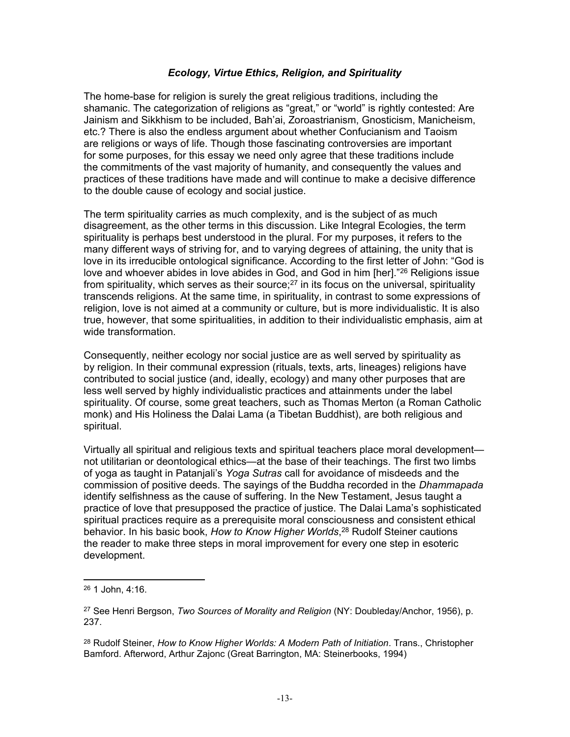### *Ecology, Virtue Ethics, Religion, and Spirituality*

The home-base for religion is surely the great religious traditions, including the shamanic. The categorization of religions as "great," or "world" is rightly contested: Are Jainism and Sikhism to be included, Bah'ai, Zoroastrianism, Gnosticism, Manicheism, etc.? There is also the endless argument about whether Confucianism and Taoism are religions or ways of life. Though those fascinating controversies are important for some purposes, for this essay we need only agree that these traditions include the commitments of the vast majority of humanity, and consequently the values and practices of these traditions have made and will continue to make a decisive difference to the double cause of ecology and social justice.

The term spirituality carries as much complexity, and is the subject of as much disagreement, as the other terms in this discussion. Like Integral Ecologies, the term spirituality is perhaps best understood in the plural. For my purposes, it refers to the many different ways of striving for, and to varying degrees of attaining, the unity that is love in its irreducible ontological significance. According to the first letter of John: "God is love and whoever abides in love abides in God, and God in him [her]."[26] Religions issue from spirituality, which serves as their source;[27] in its focus on the universal, spirituality transcends religions. At the same time, in spirituality, in contrast to some expressions of religion, love is not aimed at a community or culture, but is more individualistic. It is also true, however, that some spiritualities, in addition to their individualistic emphasis, aim at wide transformation.

Consequently, neither ecology nor social justice are as well served by spirituality as by religion. In their communal expression (rituals, texts, arts, lineages) religions have contributed to social justice (and, ideally, ecology) and many other purposes that are less well served by highly individualistic practices and attainments under the label spirituality. Of course, some great teachers, such as Thomas Merton (a Roman Catholic monk) and His Holiness the Dalai Lama (a Tibetan Buddhist), are both religious and spiritual.

Virtually all spiritual and religious texts and spiritual teachers place moral development—not utilitarian or deontological ethics—at the base of their teachings. The first two limbs of yoga as taught in Patanjali's *Yoga Sutras* call for avoidance of misdeeds and the commission of positive deeds. The sayings of the Buddha recorded in the *Dhammapada* identify selfishness as the cause of suffering. In the New Testament, Jesus taught a practice of love that presupposed the practice of justice. The Dalai Lama's sophisticated spiritual practices require as a prerequisite moral consciousness and consistent ethical behavior. In his basic book, *How to Know Higher Worlds*,[28] Rudolf Steiner cautions the reader to make three steps in moral improvement for every one step in esoteric development.

---

[26] 1 John, 4:16.

[27] See Henri Bergson, *Two Sources of Morality and Religion* (NY: Doubleday/Anchor, 1956), p. 237.

[28] Rudolf Steiner, *How to Know Higher Worlds: A Modern Path of Initiation*. Trans., Christopher Bamford. Afterword, Arthur Zajonc (Great Barrington, MA: Steinerbooks, 1994)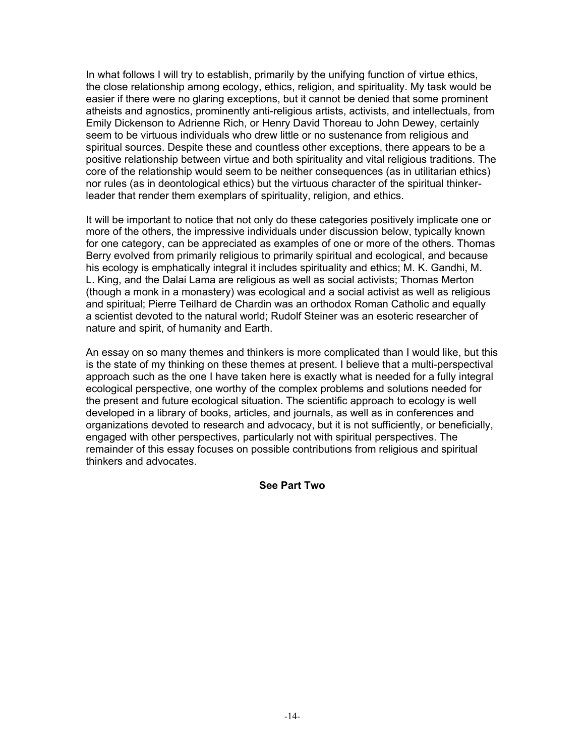In what follows I will try to establish, primarily by the unifying function of virtue ethics, the close relationship among ecology, ethics, religion, and spirituality. My task would be easier if there were no glaring exceptions, but it cannot be denied that some prominent atheists and agnostics, prominently anti-religious artists, activists, and intellectuals, from Emily Dickenson to Adrienne Rich, or Henry David Thoreau to John Dewey, certainly seem to be virtuous individuals who drew little or no sustenance from religious and spiritual sources. Despite these and countless other exceptions, there appears to be a positive relationship between virtue and both spirituality and vital religious traditions. The core of the relationship would seem to be neither consequences (as in utilitarian ethics) nor rules (as in deontological ethics) but the virtuous character of the spiritual thinker-leader that render them exemplars of spirituality, religion, and ethics.

It will be important to notice that not only do these categories positively implicate one or more of the others, the impressive individuals under discussion below, typically known for one category, can be appreciated as examples of one or more of the others. Thomas Berry evolved from primarily religious to primarily spiritual and ecological, and because his ecology is emphatically integral it includes spirituality and ethics; M. K. Gandhi, M. L. King, and the Dalai Lama are religious as well as social activists; Thomas Merton (though a monk in a monastery) was ecological and a social activist as well as religious and spiritual; Pierre Teilhard de Chardin was an orthodox Roman Catholic and equally a scientist devoted to the natural world; Rudolf Steiner was an esoteric researcher of nature and spirit, of humanity and Earth.

An essay on so many themes and thinkers is more complicated than I would like, but this is the state of my thinking on these themes at present. I believe that a multi-perspectival approach such as the one I have taken here is exactly what is needed for a fully integral ecological perspective, one worthy of the complex problems and solutions needed for the present and future ecological situation. The scientific approach to ecology is well developed in a library of books, articles, and journals, as well as in conferences and organizations devoted to research and advocacy, but it is not sufficiently, or beneficially, engaged with other perspectives, particularly not with spiritual perspectives. The remainder of this essay focuses on possible contributions from religious and spiritual thinkers and advocates.

**See Part Two**